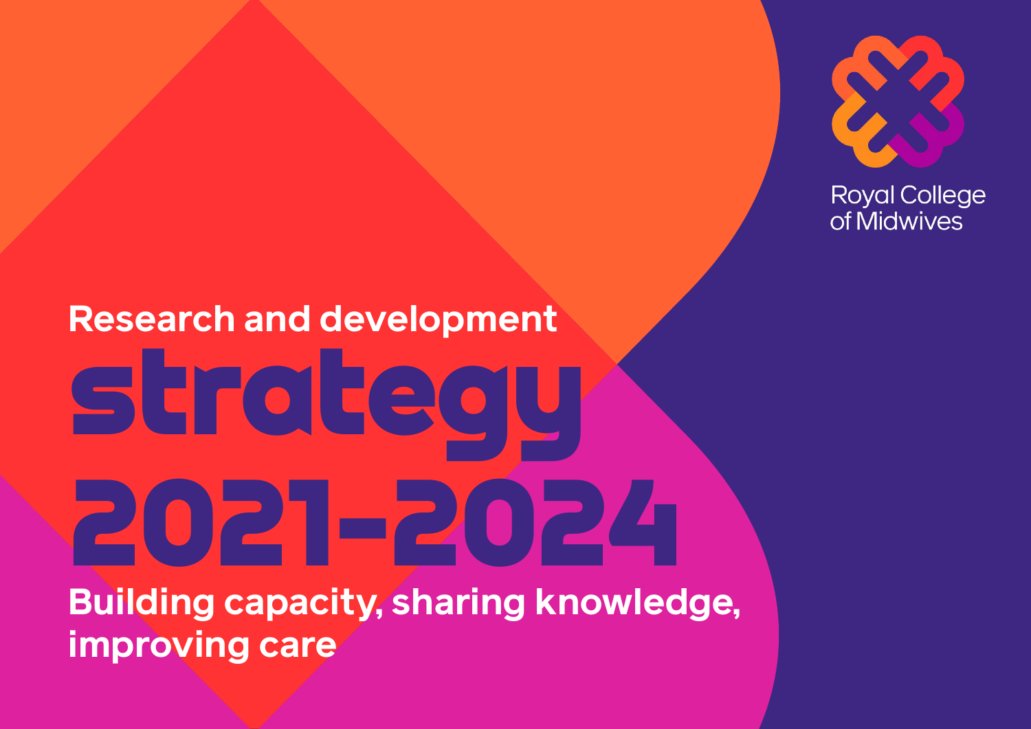Royal College of Midwives

# Research and development strategy 2021-2024

## Building capacity, sharing knowledge, improving care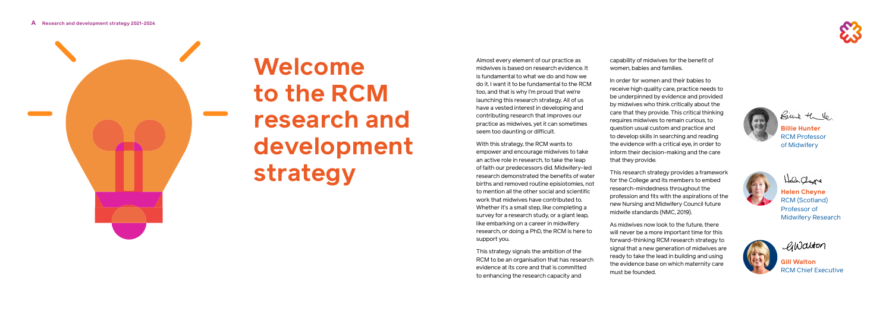# Welcome to the RCM research and development strategy

Almost every element of our practice as midwives is based on research evidence. It is fundamental to what we do and how we do it. I want it to be fundamental to the RCM too, and that is why I'm proud that we're launching this research strategy. All of us have a vested interest in developing and contributing research that improves our practice as midwives, yet it can sometimes seem too daunting or difficult.

With this strategy, the RCM wants to empower and encourage midwives to take an active role in research, to take the leap of faith our predecessors did. Midwifery-led research demonstrated the benefits of water births and removed routine episiotomies, not to mention all the other social and scientific work that midwives have contributed to. Whether it's a small step, like completing a survey for a research study, or a giant leap, like embarking on a career in midwifery research, or doing a PhD, the RCM is here to support you.

This strategy signals the ambition of the RCM to be an organisation that has research evidence at its core and that is committed to enhancing the research capacity and capability of midwives for the benefit of women, babies and families.

In order for women and their babies to receive high quality care, practice needs to be underpinned by evidence and provided by midwives who think critically about the care that they provide. This critical thinking requires midwives to remain curious, to question usual custom and practice and to develop skills in searching and reading the evidence with a critical eye, in order to inform their decision-making and the care that they provide.

This research strategy provides a framework for the College and its members to embed research-mindedness throughout the profession and fits with the aspirations of the new Nursing and Midwifery Council future midwife standards (NMC, 2019).

As midwives now look to the future, there will never be a more important time for this forward-thinking RCM research strategy to signal that a new generation of midwives are ready to take the lead in building and using the evidence base on which maternity care must be founded.

**Billie Hunter**
RCM Professor of Midwifery

**Helen Cheyne**
RCM (Scotland) Professor of Midwifery Research

**Gill Walton**
RCM Chief Executive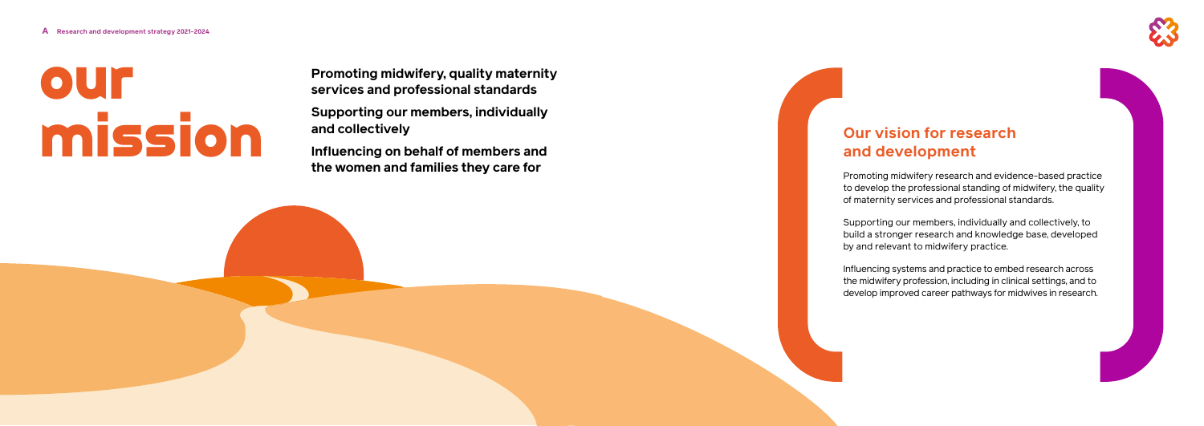# our mission

**Promoting midwifery, quality maternity services and professional standards**

**Supporting our members, individually and collectively**

**Influencing on behalf of members and the women and families they care for**

## Our vision for research and development

Promoting midwifery research and evidence-based practice to develop the professional standing of midwifery, the quality of maternity services and professional standards.

Supporting our members, individually and collectively, to build a stronger research and knowledge base, developed by and relevant to midwifery practice.

Influencing systems and practice to embed research across the midwifery profession, including in clinical settings, and to develop improved career pathways for midwives in research.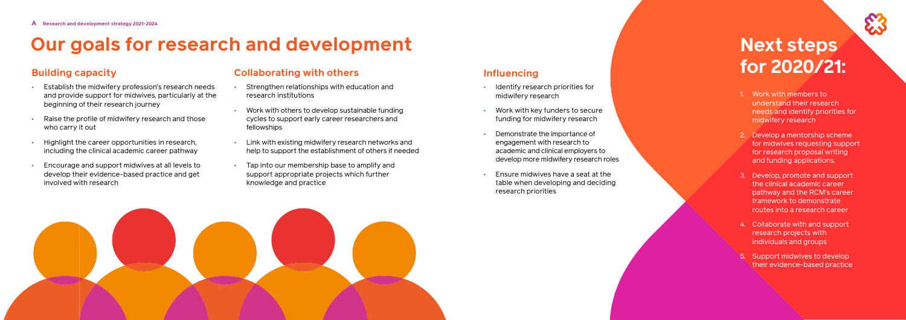# Our goals for research and development

## Building capacity

- Establish the midwifery profession's research needs and provide support for midwives, particularly at the beginning of their research journey
- Raise the profile of midwifery research and those who carry it out
- Highlight the career opportunities in research, including the clinical academic career pathway
- Encourage and support midwives at all levels to develop their evidence-based practice and get involved with research

## Collaborating with others

- Strengthen relationships with education and research institutions
- Work with others to develop sustainable funding cycles to support early career researchers and fellowships
- Link with existing midwifery research networks and help to support the establishment of others if needed
- Tap into our membership base to amplify and support appropriate projects which further knowledge and practice

## Influencing

- Identify research priorities for midwifery research
- Work with key funders to secure funding for midwifery research
- Demonstrate the importance of engagement with research to academic and clinical employers to develop more midwifery research roles
- Ensure midwives have a seat at the table when developing and deciding research priorities

# Next steps for 2020/21:

1. Work with members to understand their research needs and identify priorities for midwifery research
2. Develop a mentorship scheme for midwives requesting support for research proposal writing and funding applications.
3. Develop, promote and support the clinical academic career pathway and the RCM's career framework to demonstrate routes into a research career
4. Collaborate with and support research projects with individuals and groups
5. Support midwives to develop their evidence-based practice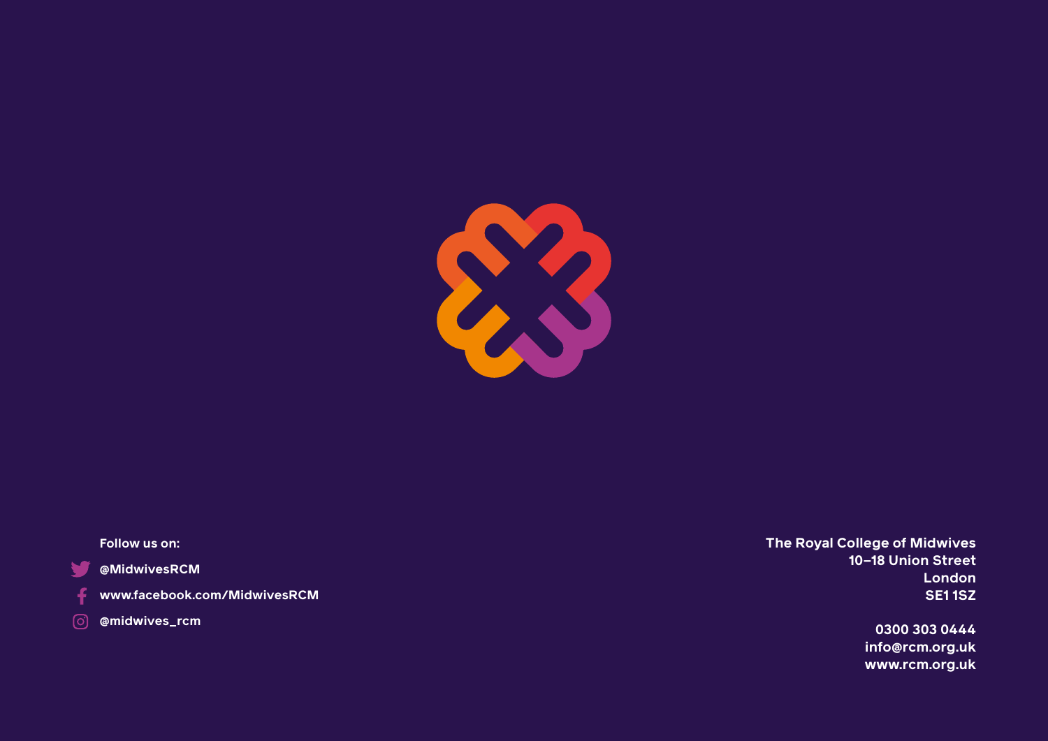Follow us on:

@MidwivesRCM

www.facebook.com/MidwivesRCM

@midwives_rcm

The Royal College of Midwives
10–18 Union Street
London
SE1 1SZ

0300 303 0444
info@rcm.org.uk
www.rcm.org.uk